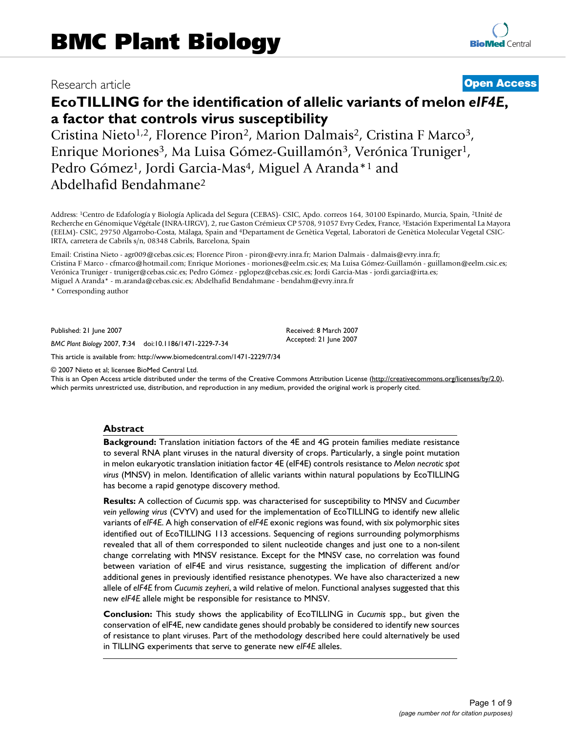# BMC Plant Biology

Research article **Open Access**

# EcoTILLING for the identification of allelic variants of melon *eIF4E*, a factor that controls virus susceptibility

Cristina Nieto[1,2], Florence Piron[2], Marion Dalmais[2], Cristina F Marco[3], Enrique Moriones[3], Ma Luisa Gómez-Guillamón[3], Verónica Truniger[1], Pedro Gómez[1], Jordi Garcia-Mas[4], Miguel A Aranda*[1] and Abdelhafid Bendahmane[2]

Address: [1]Centro de Edafología y Biología Aplicada del Segura (CEBAS)- CSIC, Apdo. correos 164, 30100 Espinardo, Murcia, Spain, [2]Unité de Recherche en Génomique Végétale (INRA-URGV), 2, rue Gaston Crémieux CP 5708, 91057 Evry Cedex, France, [3]Estación Experimental La Mayora (EELM)- CSIC, 29750 Algarrobo-Costa, Málaga, Spain and [4]Departament de Genètica Vegetal, Laboratori de Genètica Molecular Vegetal CSIC-IRTA, carretera de Cabrils s/n, 08348 Cabrils, Barcelona, Spain

Email: Cristina Nieto - agr009@cebas.csic.es; Florence Piron - piron@evry.inra.fr; Marion Dalmais - dalmais@evry.inra.fr; Cristina F Marco - cfmarco@hotmail.com; Enrique Moriones - moriones@eelm.csic.es; Ma Luisa Gómez-Guillamón - guillamon@eelm.csic.es; Verónica Truniger - truniger@cebas.csic.es; Pedro Gómez - pglopez@cebas.csic.es; Jordi Garcia-Mas - jordi.garcia@irta.es; Miguel A Aranda* - m.aranda@cebas.csic.es; Abdelhafid Bendahmane - bendahm@evry.inra.fr

* Corresponding author

Published: 21 June 2007

*BMC Plant Biology* 2007, **7**:34 doi:10.1186/1471-2229-7-34

Received: 8 March 2007
Accepted: 21 June 2007

This article is available from: http://www.biomedcentral.com/1471-2229/7/34

© 2007 Nieto et al; licensee BioMed Central Ltd.
This is an Open Access article distributed under the terms of the Creative Commons Attribution License (http://creativecommons.org/licenses/by/2.0), which permits unrestricted use, distribution, and reproduction in any medium, provided the original work is properly cited.

## Abstract

**Background:** Translation initiation factors of the 4E and 4G protein families mediate resistance to several RNA plant viruses in the natural diversity of crops. Particularly, a single point mutation in melon eukaryotic translation initiation factor 4E (eIF4E) controls resistance to *Melon necrotic spot virus* (MNSV) in melon. Identification of allelic variants within natural populations by EcoTILLING has become a rapid genotype discovery method.

**Results:** A collection of *Cucumis* spp. was characterised for susceptibility to MNSV and *Cucumber vein yellowing virus* (CVYV) and used for the implementation of EcoTILLING to identify new allelic variants of *eIF4E*. A high conservation of *eIF4E* exonic regions was found, with six polymorphic sites identified out of EcoTILLING 113 accessions. Sequencing of regions surrounding polymorphisms revealed that all of them corresponded to silent nucleotide changes and just one to a non-silent change correlating with MNSV resistance. Except for the MNSV case, no correlation was found between variation of eIF4E and virus resistance, suggesting the implication of different and/or additional genes in previously identified resistance phenotypes. We have also characterized a new allele of *eIF4E* from *Cucumis zeyheri*, a wild relative of melon. Functional analyses suggested that this new *eIF4E* allele might be responsible for resistance to MNSV.

**Conclusion:** This study shows the applicability of EcoTILLING in *Cucumis* spp., but given the conservation of eIF4E, new candidate genes should probably be considered to identify new sources of resistance to plant viruses. Part of the methodology described here could alternatively be used in TILLING experiments that serve to generate new *eIF4E* alleles.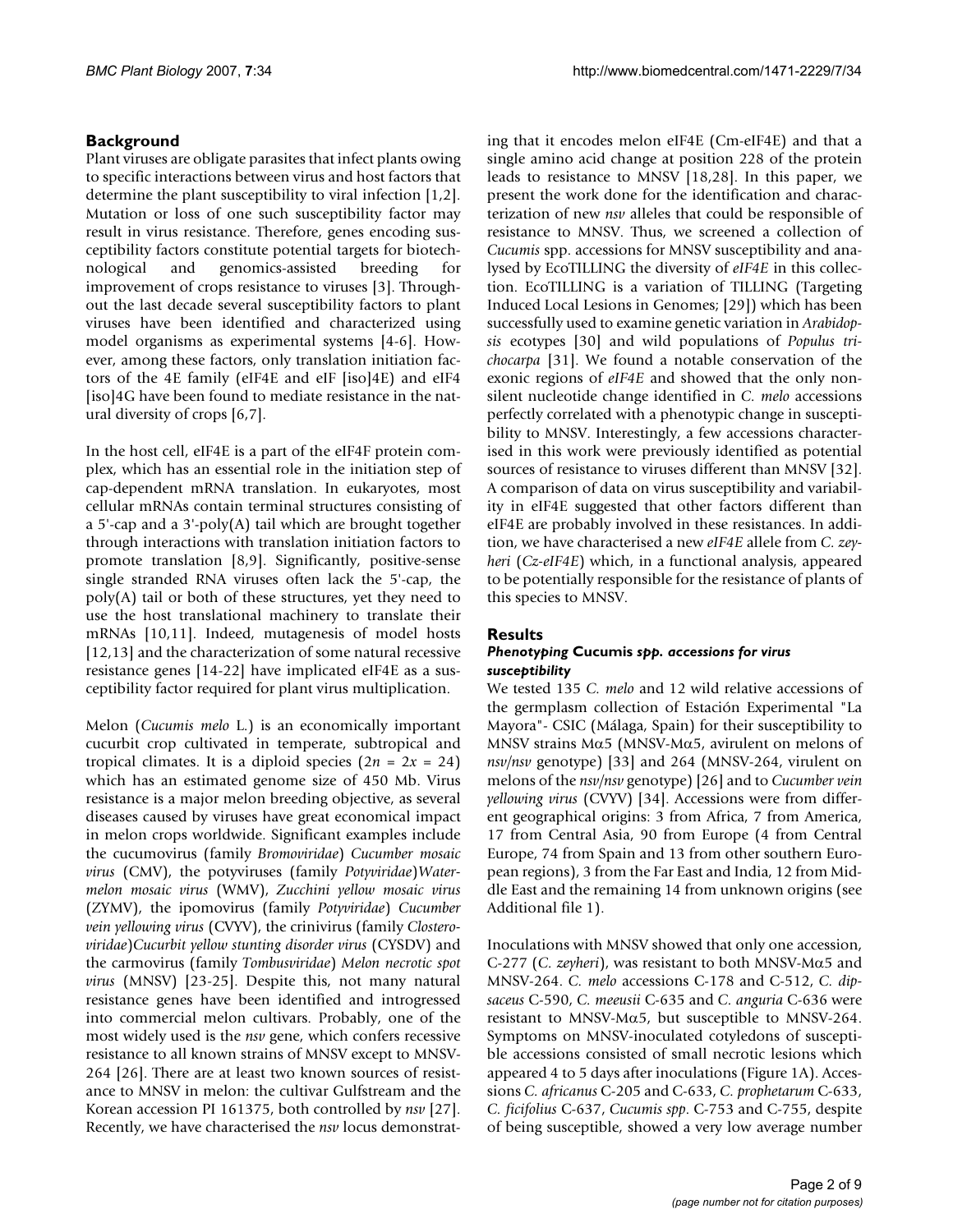## Background

Plant viruses are obligate parasites that infect plants owing to specific interactions between virus and host factors that determine the plant susceptibility to viral infection [1,2]. Mutation or loss of one such susceptibility factor may result in virus resistance. Therefore, genes encoding susceptibility factors constitute potential targets for biotechnological and genomics-assisted breeding for improvement of crops resistance to viruses [3]. Throughout the last decade several susceptibility factors to plant viruses have been identified and characterized using model organisms as experimental systems [4-6]. However, among these factors, only translation initiation factors of the 4E family (eIF4E and eIF [iso]4E) and eIF4 [iso]4G have been found to mediate resistance in the natural diversity of crops [6,7].

In the host cell, eIF4E is a part of the eIF4F protein complex, which has an essential role in the initiation step of cap-dependent mRNA translation. In eukaryotes, most cellular mRNAs contain terminal structures consisting of a 5'-cap and a 3'-poly(A) tail which are brought together through interactions with translation initiation factors to promote translation [8,9]. Significantly, positive-sense single stranded RNA viruses often lack the 5'-cap, the poly(A) tail or both of these structures, yet they need to use the host translational machinery to translate their mRNAs [10,11]. Indeed, mutagenesis of model hosts [12,13] and the characterization of some natural recessive resistance genes [14-22] have implicated eIF4E as a susceptibility factor required for plant virus multiplication.

Melon (*Cucumis melo* L.) is an economically important cucurbit crop cultivated in temperate, subtropical and tropical climates. It is a diploid species ($2n = 2x = 24$) which has an estimated genome size of 450 Mb. Virus resistance is a major melon breeding objective, as several diseases caused by viruses have great economical impact in melon crops worldwide. Significant examples include the cucumovirus (family *Bromoviridae*) *Cucumber mosaic virus* (CMV), the potyviruses (family *Potyviridae*)*Watermelon mosaic virus* (WMV), *Zucchini yellow mosaic virus* (ZYMV), the ipomovirus (family *Potyviridae*) *Cucumber vein yellowing virus* (CVYV), the crinivirus (family *Closteroviridae*)*Cucurbit yellow stunting disorder virus* (CYSDV) and the carmovirus (family *Tombusviridae*) *Melon necrotic spot virus* (MNSV) [23-25]. Despite this, not many natural resistance genes have been identified and introgressed into commercial melon cultivars. Probably, one of the most widely used is the *nsv* gene, which confers recessive resistance to all known strains of MNSV except to MNSV-264 [26]. There are at least two known sources of resistance to MNSV in melon: the cultivar Gulfstream and the Korean accession PI 161375, both controlled by *nsv* [27]. Recently, we have characterised the *nsv* locus demonstrating that it encodes melon eIF4E (Cm-eIF4E) and that a single amino acid change at position 228 of the protein leads to resistance to MNSV [18,28]. In this paper, we present the work done for the identification and characterization of new *nsv* alleles that could be responsible of resistance to MNSV. Thus, we screened a collection of *Cucumis* spp. accessions for MNSV susceptibility and analysed by EcoTILLING the diversity of *eIF4E* in this collection. EcoTILLING is a variation of TILLING (Targeting Induced Local Lesions in Genomes; [29]) which has been successfully used to examine genetic variation in *Arabidopsis* ecotypes [30] and wild populations of *Populus trichocarpa* [31]. We found a notable conservation of the exonic regions of *eIF4E* and showed that the only nonsilent nucleotide change identified in *C. melo* accessions perfectly correlated with a phenotypic change in susceptibility to MNSV. Interestingly, a few accessions characterised in this work were previously identified as potential sources of resistance to viruses different than MNSV [32]. A comparison of data on virus susceptibility and variability in eIF4E suggested that other factors different than eIF4E are probably involved in these resistances. In addition, we have characterised a new *eIF4E* allele from *C. zeyheri* (*Cz-eIF4E*) which, in a functional analysis, appeared to be potentially responsible for the resistance of plants of this species to MNSV.

## Results

### *Phenotyping* Cucumis *spp. accessions for virus susceptibility*

We tested 135 *C. melo* and 12 wild relative accessions of the germplasm collection of Estación Experimental "La Mayora"- CSIC (Málaga, Spain) for their susceptibility to MNSV strains Mα5 (MNSV-Mα5, avirulent on melons of *nsv/nsv* genotype) [33] and 264 (MNSV-264, virulent on melons of the *nsv/nsv* genotype) [26] and to *Cucumber vein yellowing virus* (CVYV) [34]. Accessions were from different geographical origins: 3 from Africa, 7 from America, 17 from Central Asia, 90 from Europe (4 from Central Europe, 74 from Spain and 13 from other southern European regions), 3 from the Far East and India, 12 from Middle East and the remaining 14 from unknown origins (see Additional file 1).

Inoculations with MNSV showed that only one accession, C-277 (*C. zeyheri*), was resistant to both MNSV-Mα5 and MNSV-264. *C. melo* accessions C-178 and C-512, *C. dipsaceus* C-590, *C. meeusii* C-635 and *C. anguria* C-636 were resistant to MNSV-Mα5, but susceptible to MNSV-264. Symptoms on MNSV-inoculated cotyledons of susceptible accessions consisted of small necrotic lesions which appeared 4 to 5 days after inoculations (Figure 1A). Accessions *C. africanus* C-205 and C-633, *C. prophetarum* C-633, *C. ficifolius* C-637, *Cucumis spp*. C-753 and C-755, despite of being susceptible, showed a very low average number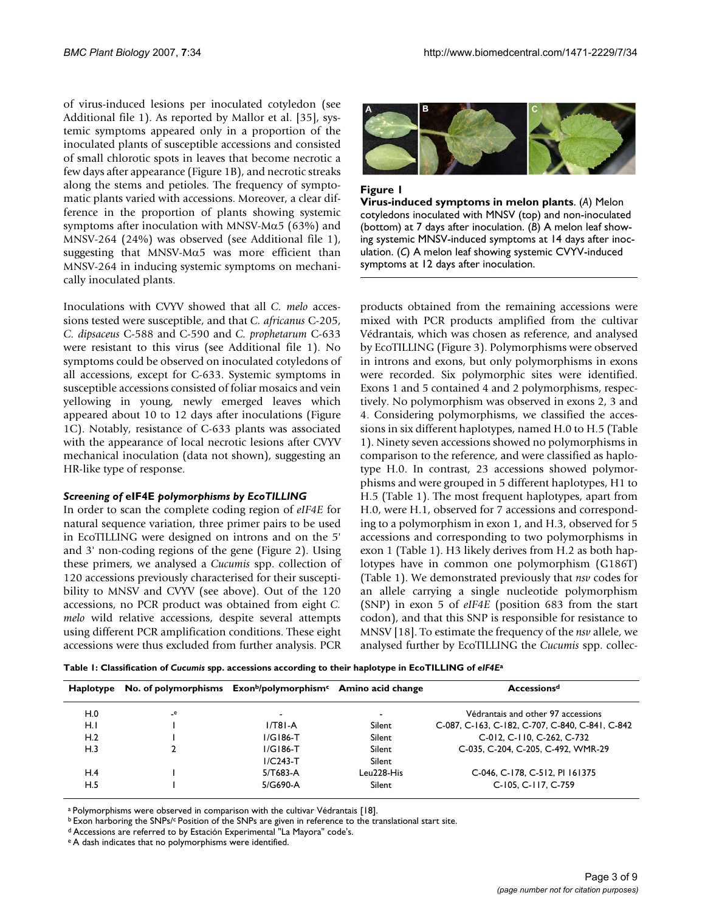of virus-induced lesions per inoculated cotyledon (see Additional file 1). As reported by Mallor et al. [35], systemic symptoms appeared only in a proportion of the inoculated plants of susceptible accessions and consisted of small chlorotic spots in leaves that become necrotic a few days after appearance (Figure 1B), and necrotic streaks along the stems and petioles. The frequency of symptomatic plants varied with accessions. Moreover, a clear difference in the proportion of plants showing systemic symptoms after inoculation with MNSV-Mα5 (63%) and MNSV-264 (24%) was observed (see Additional file 1), suggesting that MNSV-Mα5 was more efficient than MNSV-264 in inducing systemic symptoms on mechanically inoculated plants.

Inoculations with CVYV showed that all *C. melo* accessions tested were susceptible, and that *C. africanus* C-205, *C. dipsaceus* C-588 and C-590 and *C. prophetarum* C-633 were resistant to this virus (see Additional file 1). No symptoms could be observed on inoculated cotyledons of all accessions, except for C-633. Systemic symptoms in susceptible accessions consisted of foliar mosaics and vein yellowing in young, newly emerged leaves which appeared about 10 to 12 days after inoculations (Figure 1C). Notably, resistance of C-633 plants was associated with the appearance of local necrotic lesions after CVYV mechanical inoculation (data not shown), suggesting an HR-like type of response.

**Figure 1**

**Virus-induced symptoms in melon plants**. (*A*) Melon cotyledons inoculated with MNSV (top) and non-inoculated (bottom) at 7 days after inoculation. (*B*) A melon leaf showing systemic MNSV-induced symptoms at 14 days after inoculation. (*C*) A melon leaf showing systemic CVYV-induced symptoms at 12 days after inoculation.

### *Screening of* eIF4E *polymorphisms by EcoTILLING*

In order to scan the complete coding region of *eIF4E* for natural sequence variation, three primer pairs to be used in EcoTILLING were designed on introns and on the 5' and 3' non-coding regions of the gene (Figure 2). Using these primers, we analysed a *Cucumis* spp. collection of 120 accessions previously characterised for their susceptibility to MNSV and CVYV (see above). Out of the 120 accessions, no PCR product was obtained from eight *C. melo* wild relative accessions, despite several attempts using different PCR amplification conditions. These eight accessions were thus excluded from further analysis. PCR products obtained from the remaining accessions were mixed with PCR products amplified from the cultivar Védrantais, which was chosen as reference, and analysed by EcoTILLING (Figure 3). Polymorphisms were observed in introns and exons, but only polymorphisms in exons were recorded. Six polymorphic sites were identified. Exons 1 and 5 contained 4 and 2 polymorphisms, respectively. No polymorphism was observed in exons 2, 3 and 4. Considering polymorphisms, we classified the accessions in six different haplotypes, named H.0 to H.5 (Table 1). Ninety seven accessions showed no polymorphisms in comparison to the reference, and were classified as haplotype H.0. In contrast, 23 accessions showed polymorphisms and were grouped in 5 different haplotypes, H1 to H.5 (Table 1). The most frequent haplotypes, apart from H.0, were H.1, observed for 7 accessions and corresponding to a polymorphism in exon 1, and H.3, observed for 5 accessions and corresponding to two polymorphisms in exon 1 (Table 1). H3 likely derives from H.2 as both haplotypes have in common one polymorphism (G186T) (Table 1). We demonstrated previously that *nsv* codes for an allele carrying a single nucleotide polymorphism (SNP) in exon 5 of *eIF4E* (position 683 from the start codon), and that this SNP is responsible for resistance to MNSV [18]. To estimate the frequency of the *nsv* allele, we analysed further by EcoTILLING the *Cucumis* spp. collec-

**Table 1: Classification of *Cucumis* spp. accessions according to their haplotype in EcoTILLING of *eIF4E*[a]**

| Haplotype | No. of polymorphisms | Exon[b]/polymorphism[c] | Amino acid change | Accessions[d] |
|---|---|---|---|---|
| H.0 | -[e] | - | - | Védrantais and other 97 accessions |
| H.1 | 1 | 1/T81-A | Silent | C-087, C-163, C-182, C-707, C-840, C-841, C-842 |
| H.2 | 1 | 1/G186-T | Silent | C-012, C-110, C-262, C-732 |
| H.3 | 2 | 1/G186-T | Silent | C-035, C-204, C-205, C-492, WMR-29 |
| | | 1/C243-T | Silent | |
| H.4 | 1 | 5/T683-A | Leu228-His | C-046, C-178, C-512, PI 161375 |
| H.5 | 1 | 5/G690-A | Silent | C-105, C-117, C-759 |

[a] Polymorphisms were observed in comparison with the cultivar Védrantais [18].
[b] Exon harboring the SNPs/[c] Position of the SNPs are given in reference to the translational start site.
[d] Accessions are referred to by Estación Experimental "La Mayora" code's.
[e] A dash indicates that no polymorphisms were identified.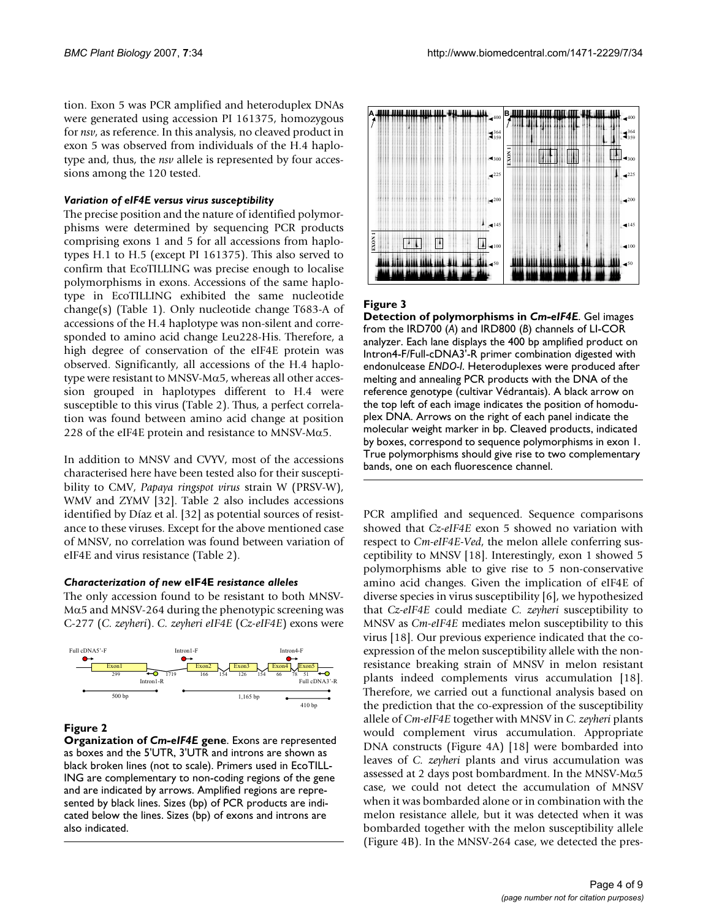tion. Exon 5 was PCR amplified and heteroduplex DNAs were generated using accession PI 161375, homozygous for *nsv*, as reference. In this analysis, no cleaved product in exon 5 was observed from individuals of the H.4 haplotype and, thus, the *nsv* allele is represented by four accessions among the 120 tested.

### *Variation of eIF4E versus virus susceptibility*

The precise position and the nature of identified polymorphisms were determined by sequencing PCR products comprising exons 1 and 5 for all accessions from haplotypes H.1 to H.5 (except PI 161375). This also served to confirm that EcoTILLING was precise enough to localise polymorphisms in exons. Accessions of the same haplotype in EcoTILLING exhibited the same nucleotide change(s) (Table 1). Only nucleotide change T683-A of accessions of the H.4 haplotype was non-silent and corresponded to amino acid change Leu228-His. Therefore, a high degree of conservation of the eIF4E protein was observed. Significantly, all accessions of the H.4 haplotype were resistant to MNSV-Mα5, whereas all other accession grouped in haplotypes different to H.4 were susceptible to this virus (Table 2). Thus, a perfect correlation was found between amino acid change at position 228 of the eIF4E protein and resistance to MNSV-Mα5.

In addition to MNSV and CVYV, most of the accessions characterised here have been tested also for their susceptibility to CMV, *Papaya ringspot virus* strain W (PRSV-W), WMV and ZYMV [32]. Table 2 also includes accessions identified by Díaz et al. [32] as potential sources of resistance to these viruses. Except for the above mentioned case of MNSV, no correlation was found between variation of eIF4E and virus resistance (Table 2).

### *Characterization of new* eIF4E *resistance alleles*

The only accession found to be resistant to both MNSV-Mα5 and MNSV-264 during the phenotypic screening was C-277 (*C. zeyheri*). *C. zeyheri eIF4E* (*Cz-eIF4E*) exons were

**Figure 2**

**Organization of *Cm-eIF4E* gene**. Exons are represented as boxes and the 5'UTR, 3'UTR and introns are shown as black broken lines (not to scale). Primers used in EcoTILLING are complementary to non-coding regions of the gene and are indicated by arrows. Amplified regions are represented by black lines. Sizes (bp) of PCR products are indicated below the lines. Sizes (bp) of exons and introns are also indicated.

**Figure 3**

**Detection of polymorphisms in *Cm-eIF4E***. Gel images from the IRD700 (*A*) and IRD800 (*B*) channels of LI-COR analyzer. Each lane displays the 400 bp amplified product on Intron4-F/Full-cDNA3'-R primer combination digested with endonulcease *ENDO-I*. Heteroduplexes were produced after melting and annealing PCR products with the DNA of the reference genotype (cultivar Védrantais). A black arrow on the top left of each image indicates the position of homoduplex DNA. Arrows on the right of each panel indicate the molecular weight marker in bp. Cleaved products, indicated by boxes, correspond to sequence polymorphisms in exon 1. True polymorphisms should give rise to two complementary bands, one on each fluorescence channel.

PCR amplified and sequenced. Sequence comparisons showed that *Cz-eIF4E* exon 5 showed no variation with respect to *Cm-eIF4E-Ved*, the melon allele conferring susceptibility to MNSV [18]. Interestingly, exon 1 showed 5 polymorphisms able to give rise to 5 non-conservative amino acid changes. Given the implication of eIF4E of diverse species in virus susceptibility [6], we hypothesized that *Cz-eIF4E* could mediate *C. zeyheri* susceptibility to MNSV as *Cm-eIF4E* mediates melon susceptibility to this virus [18]. Our previous experience indicated that the co-expression of the melon susceptibility allele with the non-resistance breaking strain of MNSV in melon resistant plants indeed complements virus accumulation [18]. Therefore, we carried out a functional analysis based on the prediction that the co-expression of the susceptibility allele of *Cm-eIF4E* together with MNSV in *C. zeyheri* plants would complement virus accumulation. Appropriate DNA constructs (Figure 4A) [18] were bombarded into leaves of *C. zeyheri* plants and virus accumulation was assessed at 2 days post bombardment. In the MNSV-Mα5 case, we could not detect the accumulation of MNSV when it was bombarded alone or in combination with the melon resistance allele, but it was detected when it was bombarded together with the melon susceptibility allele (Figure 4B). In the MNSV-264 case, we detected the pres-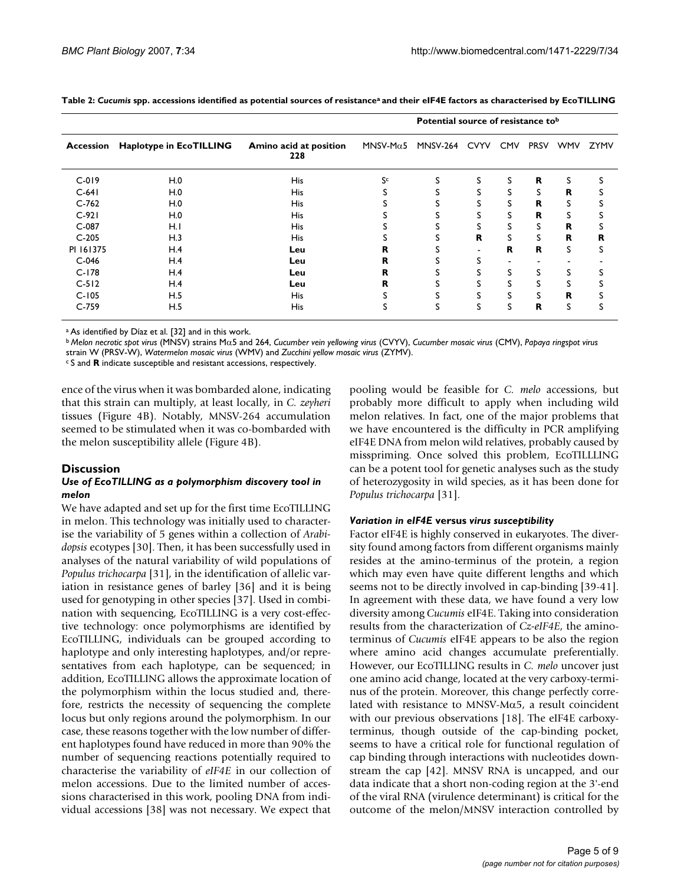**Table 2: *Cucumis* spp. accessions identified as potential sources of resistance[a] and their eIF4E factors as characterised by EcoTILLING**

| Accession | Haplotype in EcoTILLING | Amino acid at position 228 | Potential source of resistance to[b] | | | | | | |
|---|---|---|---|---|---|---|---|---|---|
| | | | MNSV-Mα5 | MNSV-264 | CVYV | CMV | PRSV | WMV | ZYMV |
| C-019 | H.0 | His | S[c] | S | S | S | **R** | S | S |
| C-641 | H.0 | His | S | S | S | S | S | **R** | S |
| C-762 | H.0 | His | S | S | S | S | **R** | S | S |
| C-921 | H.0 | His | S | S | S | S | **R** | S | S |
| C-087 | H.1 | His | S | S | S | S | S | **R** | S |
| C-205 | H.3 | His | S | S | **R** | S | S | **R** | **R** |
| PI 161375 | H.4 | **Leu** | **R** | S | - | **R** | **R** | S | S |
| C-046 | H.4 | **Leu** | **R** | S | S | - | - | - | - |
| C-178 | H.4 | **Leu** | **R** | S | S | S | S | S | S |
| C-512 | H.4 | **Leu** | **R** | S | S | S | S | S | S |
| C-105 | H.5 | His | S | S | S | S | S | **R** | S |
| C-759 | H.5 | His | S | S | S | S | **R** | S | S |

[a] As identified by Díaz et al. [32] and in this work.
[b] *Melon necrotic spot virus* (MNSV) strains Mα5 and 264, *Cucumber vein yellowing virus* (CVYV), *Cucumber mosaic virus* (CMV), *Papaya ringspot virus* strain W (PRSV-W), *Watermelon mosaic virus* (WMV) and *Zucchini yellow mosaic virus* (ZYMV).
[c] S and **R** indicate susceptible and resistant accessions, respectively.

ence of the virus when it was bombarded alone, indicating that this strain can multiply, at least locally, in *C. zeyheri* tissues (Figure 4B). Notably, MNSV-264 accumulation seemed to be stimulated when it was co-bombarded with the melon susceptibility allele (Figure 4B).

## Discussion

### *Use of EcoTILLING as a polymorphism discovery tool in melon*

We have adapted and set up for the first time EcoTILLING in melon. This technology was initially used to characterise the variability of 5 genes within a collection of *Arabidopsis* ecotypes [30]. Then, it has been successfully used in analyses of the natural variability of wild populations of *Populus trichocarpa* [31], in the identification of allelic variation in resistance genes of barley [36] and it is being used for genotyping in other species [37]. Used in combination with sequencing, EcoTILLING is a very cost-effective technology: once polymorphisms are identified by EcoTILLING, individuals can be grouped according to haplotype and only interesting haplotypes, and/or representatives from each haplotype, can be sequenced; in addition, EcoTILLING allows the approximate location of the polymorphism within the locus studied and, therefore, restricts the necessity of sequencing the complete locus but only regions around the polymorphism. In our case, these reasons together with the low number of different haplotypes found have reduced in more than 90% the number of sequencing reactions potentially required to characterise the variability of *eIF4E* in our collection of melon accessions. Due to the limited number of accessions characterised in this work, pooling DNA from individual accessions [38] was not necessary. We expect that pooling would be feasible for *C. melo* accessions, but probably more difficult to apply when including wild melon relatives. In fact, one of the major problems that we have encountered is the difficulty in PCR amplifying eIF4E DNA from melon wild relatives, probably caused by mispriming. Once solved this problem, EcoTILLLING can be a potent tool for genetic analyses such as the study of heterozygosity in wild species, as it has been done for *Populus trichocarpa* [31].

### *Variation in eIF4E* versus *virus susceptibility*

Factor eIF4E is highly conserved in eukaryotes. The diversity found among factors from different organisms mainly resides at the amino-terminus of the protein, a region which may even have quite different lengths and which seems not to be directly involved in cap-binding [39-41]. In agreement with these data, we have found a very low diversity among *Cucumis* eIF4E. Taking into consideration results from the characterization of *Cz-eIF4E*, the amino-terminus of *Cucumis* eIF4E appears to be also the region where amino acid changes accumulate preferentially. However, our EcoTILLING results in *C. melo* uncover just one amino acid change, located at the very carboxy-terminus of the protein. Moreover, this change perfectly correlated with resistance to MNSV-Mα5, a result coincident with our previous observations [18]. The eIF4E carboxy-terminus, though outside of the cap-binding pocket, seems to have a critical role for functional regulation of cap binding through interactions with nucleotides downstream the cap [42]. MNSV RNA is uncapped, and our data indicate that a short non-coding region at the 3'-end of the viral RNA (virulence determinant) is critical for the outcome of the melon/MNSV interaction controlled by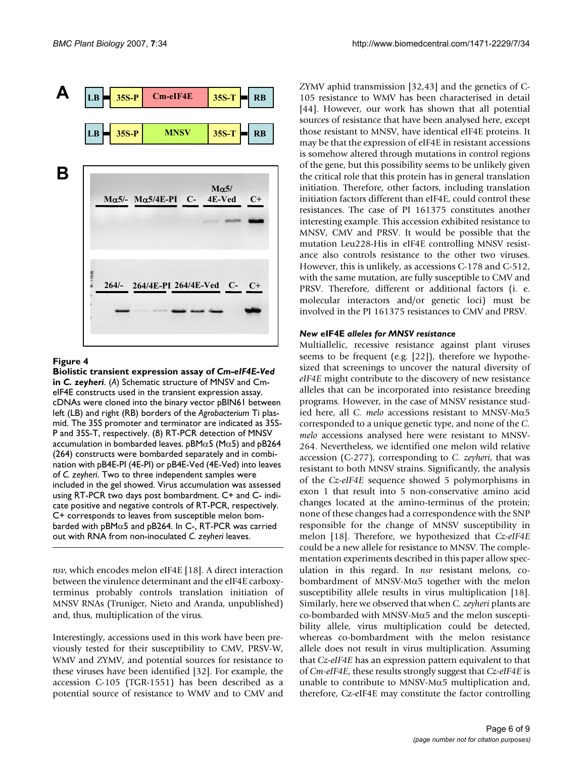**Figure 4**

**Biolistic transient expression assay of *Cm-eIF4E-Ved* in *C. zeyheri*.** (*A*) Schematic structure of MNSV and Cm-eIF4E constructs used in the transient expression assay. cDNAs were cloned into the binary vector pBIN61 between left (LB) and right (RB) borders of the *Agrobacterium* Ti plasmid. The 35S promoter and terminator are indicated as 35S-P and 35S-T, respectively. (*B*) RT-PCR detection of MNSV accumulation in bombarded leaves. pBMα5 (Mα5) and pB264 (264) constructs were bombarded separately and in combination with pB4E-PI (4E-PI) or pB4E-Ved (4E-Ved) into leaves of *C. zeyheri*. Two to three independent samples were included in the gel showed. Virus accumulation was assessed using RT-PCR two days post bombardment. C+ and C- indicate positive and negative controls of RT-PCR, respectively. C+ corresponds to leaves from susceptible melon bombarded with pBMα5 and pB264. In C-, RT-PCR was carried out with RNA from non-inoculated *C. zeyheri* leaves.

*nsv*, which encodes melon eIF4E [18]. A direct interaction between the virulence determinant and the eIF4E carboxy-terminus probably controls translation initiation of MNSV RNAs (Truniger, Nieto and Aranda, unpublished) and, thus, multiplication of the virus.

Interestingly, accessions used in this work have been previously tested for their susceptibility to CMV, PRSV-W, WMV and ZYMV, and potential sources for resistance to these viruses have been identified [32]. For example, the accession C-105 (TGR-1551) has been described as a potential source of resistance to WMV and to CMV and ZYMV aphid transmission [32,43] and the genetics of C-105 resistance to WMV has been characterised in detail [44]. However, our work has shown that all potential sources of resistance that have been analysed here, except those resistant to MNSV, have identical eIF4E proteins. It may be that the expression of eIF4E in resistant accessions is somehow altered through mutations in control regions of the gene, but this possibility seems to be unlikely given the critical role that this protein has in general translation initiation. Therefore, other factors, including translation initiation factors different than eIF4E, could control these resistances. The case of PI 161375 constitutes another interesting example. This accession exhibited resistance to MNSV, CMV and PRSV. It would be possible that the mutation Leu228-His in eIF4E controlling MNSV resistance also controls resistance to the other two viruses. However, this is unlikely, as accessions C-178 and C-512, with the same mutation, are fully susceptible to CMV and PRSV. Therefore, different or additional factors (i. e. molecular interactors and/or genetic loci) must be involved in the PI 161375 resistances to CMV and PRSV.

### *New* eIF4E *alleles for MNSV resistance*

Multiallelic, recessive resistance against plant viruses seems to be frequent (e.g. [22]), therefore we hypothesized that screenings to uncover the natural diversity of *eIF4E* might contribute to the discovery of new resistance alleles that can be incorporated into resistance breeding programs. However, in the case of MNSV resistance studied here, all *C. melo* accessions resistant to MNSV-Mα5 corresponded to a unique genetic type, and none of the *C. melo* accessions analysed here were resistant to MNSV-264. Nevertheless, we identified one melon wild relative accession (C-277), corresponding to *C. zeyheri*, that was resistant to both MNSV strains. Significantly, the analysis of the *Cz-eIF4E* sequence showed 5 polymorphisms in exon 1 that result into 5 non-conservative amino acid changes located at the amino-terminus of the protein; none of these changes had a correspondence with the SNP responsible for the change of MNSV susceptibility in melon [18]. Therefore, we hypothesized that *Cz-eIF4E* could be a new allele for resistance to MNSV. The complementation experiments described in this paper allow speculation in this regard. In *nsv* resistant melons, co-bombardment of MNSV-Mα5 together with the melon susceptibility allele results in virus multiplication [18]. Similarly, here we observed that when *C. zeyheri* plants are co-bombarded with MNSV-Mα5 and the melon susceptibility allele, virus multiplication could be detected, whereas co-bombardment with the melon resistance allele does not result in virus multiplication. Assuming that *Cz-eIF4E* has an expression pattern equivalent to that of *Cm-eIF4E*, these results strongly suggest that *Cz-eIF4E* is unable to contribute to MNSV-Mα5 multiplication and, therefore, Cz-eIF4E may constitute the factor controlling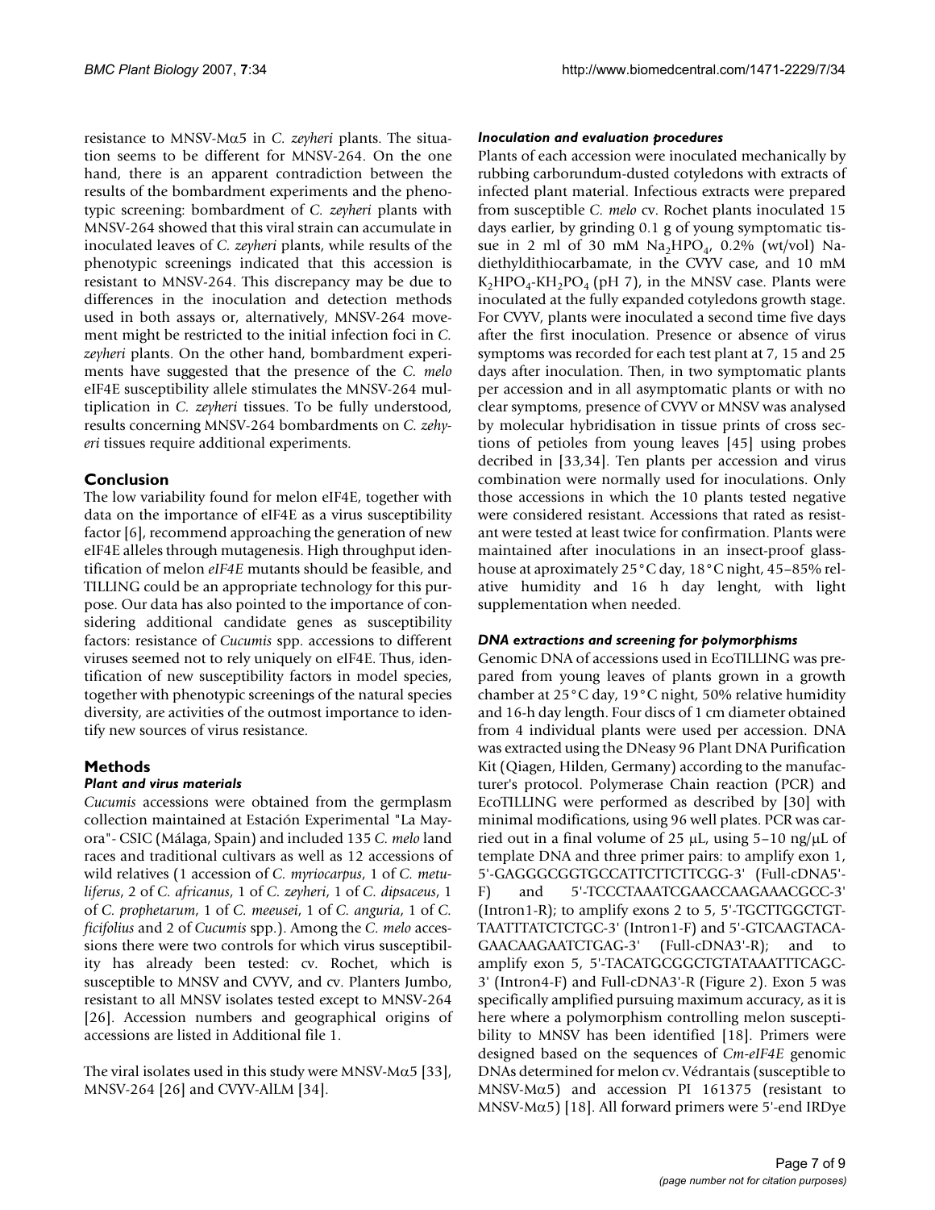resistance to MNSV-Mα5 in *C. zeyheri* plants. The situation seems to be different for MNSV-264. On the one hand, there is an apparent contradiction between the results of the bombardment experiments and the phenotypic screening: bombardment of *C. zeyheri* plants with MNSV-264 showed that this viral strain can accumulate in inoculated leaves of *C. zeyheri* plants, while results of the phenotypic screenings indicated that this accession is resistant to MNSV-264. This discrepancy may be due to differences in the inoculation and detection methods used in both assays or, alternatively, MNSV-264 movement might be restricted to the initial infection foci in *C. zeyheri* plants. On the other hand, bombardment experiments have suggested that the presence of the *C. melo* eIF4E susceptibility allele stimulates the MNSV-264 multiplication in *C. zeyheri* tissues. To be fully understood, results concerning MNSV-264 bombardments on *C. zehyeri* tissues require additional experiments.

## Conclusion

The low variability found for melon eIF4E, together with data on the importance of eIF4E as a virus susceptibility factor [6], recommend approaching the generation of new eIF4E alleles through mutagenesis. High throughput identification of melon *eIF4E* mutants should be feasible, and TILLING could be an appropriate technology for this purpose. Our data has also pointed to the importance of considering additional candidate genes as susceptibility factors: resistance of *Cucumis* spp. accessions to different viruses seemed not to rely uniquely on eIF4E. Thus, identification of new susceptibility factors in model species, together with phenotypic screenings of the natural species diversity, are activities of the outmost importance to identify new sources of virus resistance.

## Methods

### *Plant and virus materials*

*Cucumis* accessions were obtained from the germplasm collection maintained at Estación Experimental "La Mayora"- CSIC (Málaga, Spain) and included 135 *C. melo* land races and traditional cultivars as well as 12 accessions of wild relatives (1 accession of *C. myriocarpus*, 1 of *C. metuliferus*, 2 of *C. africanus*, 1 of *C. zeyheri*, 1 of *C. dipsaceus*, 1 of *C. prophetarum*, 1 of *C. meeusei*, 1 of *C. anguria*, 1 of *C. ficifolius* and 2 of *Cucumis* spp.). Among the *C. melo* accessions there were two controls for which virus susceptibility has already been tested: cv. Rochet, which is susceptible to MNSV and CVYV, and cv. Planters Jumbo, resistant to all MNSV isolates tested except to MNSV-264 [26]. Accession numbers and geographical origins of accessions are listed in Additional file 1.

The viral isolates used in this study were MNSV-Mα5 [33], MNSV-264 [26] and CVYV-AlLM [34].

### *Inoculation and evaluation procedures*

Plants of each accession were inoculated mechanically by rubbing carborundum-dusted cotyledons with extracts of infected plant material. Infectious extracts were prepared from susceptible *C. melo* cv. Rochet plants inoculated 15 days earlier, by grinding 0.1 g of young symptomatic tissue in 2 ml of 30 mM $Na_2HPO_4$, 0.2% (wt/vol) Na-diethyldithiocarbamate, in the CVYV case, and 10 mM $K_2HPO_4$-$KH_2PO_4$ (pH 7), in the MNSV case. Plants were inoculated at the fully expanded cotyledons growth stage. For CVYV, plants were inoculated a second time five days after the first inoculation. Presence or absence of virus symptoms was recorded for each test plant at 7, 15 and 25 days after inoculation. Then, in two symptomatic plants per accession and in all asymptomatic plants or with no clear symptoms, presence of CVYV or MNSV was analysed by molecular hybridisation in tissue prints of cross sections of petioles from young leaves [45] using probes decribed in [33,34]. Ten plants per accession and virus combination were normally used for inoculations. Only those accessions in which the 10 plants tested negative were considered resistant. Accessions that rated as resistant were tested at least twice for confirmation. Plants were maintained after inoculations in an insect-proof glasshouse at aproximately 25°C day, 18°C night, 45–85% relative humidity and 16 h day lenght, with light supplementation when needed.

### *DNA extractions and screening for polymorphisms*

Genomic DNA of accessions used in EcoTILLING was prepared from young leaves of plants grown in a growth chamber at 25°C day, 19°C night, 50% relative humidity and 16-h day length. Four discs of 1 cm diameter obtained from 4 individual plants were used per accession. DNA was extracted using the DNeasy 96 Plant DNA Purification Kit (Qiagen, Hilden, Germany) according to the manufacturer's protocol. Polymerase Chain reaction (PCR) and EcoTILLING were performed as described by [30] with minimal modifications, using 96 well plates. PCR was carried out in a final volume of 25 μL, using 5–10 ng/μL of template DNA and three primer pairs: to amplify exon 1, 5'-GAGGGCGGTGCCATTCTTCTTCGG-3' (Full-cDNA5'-F) and 5'-TCCCTAAATCGAACCAAGAAACGCC-3' (Intron1-R); to amplify exons 2 to 5, 5'-TGCTTGGCTGT-TAATTTATCTCTGC-3' (Intron1-F) and 5'-GTCAAGTACA-GAACAAGAATCTGAG-3' (Full-cDNA3'-R); and to amplify exon 5, 5'-TACATGCGGCTGTATAAATTTCAGC-3' (Intron4-F) and Full-cDNA3'-R (Figure 2). Exon 5 was specifically amplified pursuing maximum accuracy, as it is here where a polymorphism controlling melon susceptibility to MNSV has been identified [18]. Primers were designed based on the sequences of *Cm-eIF4E* genomic DNAs determined for melon cv. Védrantais (susceptible to MNSV-Mα5) and accession PI 161375 (resistant to MNSV-Mα5) [18]. All forward primers were 5'-end IRDye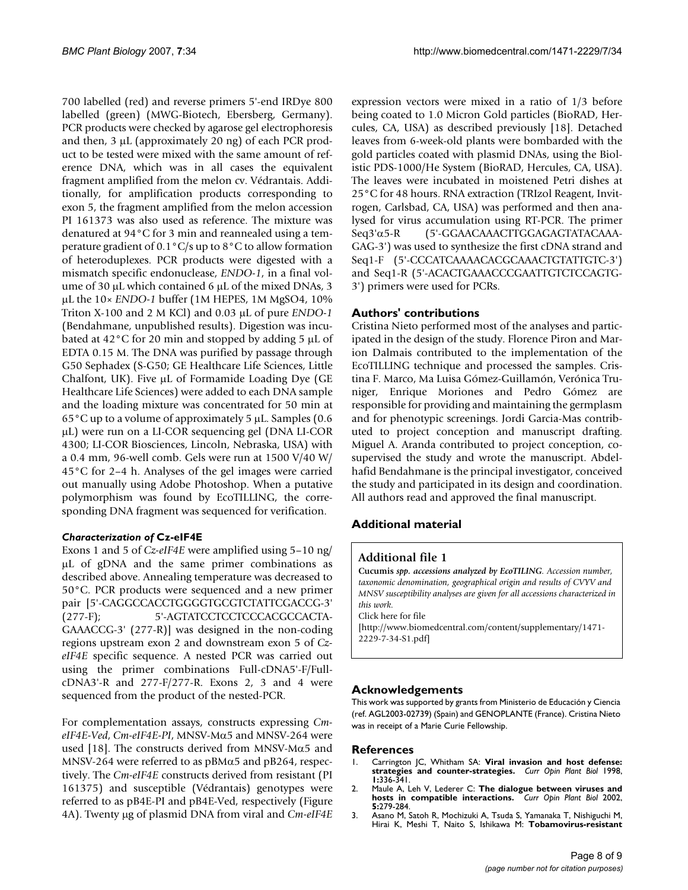700 labelled (red) and reverse primers 5'-end IRDye 800 labelled (green) (MWG-Biotech, Ebersberg, Germany). PCR products were checked by agarose gel electrophoresis and then, 3 μL (approximately 20 ng) of each PCR product to be tested were mixed with the same amount of reference DNA, which was in all cases the equivalent fragment amplified from the melon cv. Védrantais. Additionally, for amplification products corresponding to exon 5, the fragment amplified from the melon accession PI 161373 was also used as reference. The mixture was denatured at 94°C for 3 min and reannealed using a temperature gradient of 0.1°C/s up to 8°C to allow formation of heteroduplexes. PCR products were digested with a mismatch specific endonuclease, *ENDO-1*, in a final volume of 30 μL which contained 6 μL of the mixed DNAs, 3 μL the 10× *ENDO-1* buffer (1M HEPES, 1M MgSO4, 10% Triton X-100 and 2 M KCl) and 0.03 μL of pure *ENDO-1* (Bendahmane, unpublished results). Digestion was incubated at 42°C for 20 min and stopped by adding 5 μL of EDTA 0.15 M. The DNA was purified by passage through G50 Sephadex (S-G50; GE Healthcare Life Sciences, Little Chalfont, UK). Five μL of Formamide Loading Dye (GE Healthcare Life Sciences) were added to each DNA sample and the loading mixture was concentrated for 50 min at 65°C up to a volume of approximately 5 μL. Samples (0.6 μL) were run on a LI-COR sequencing gel (DNA LI-COR 4300; LI-COR Biosciences, Lincoln, Nebraska, USA) with a 0.4 mm, 96-well comb. Gels were run at 1500 V/40 W/45°C for 2–4 h. Analyses of the gel images were carried out manually using Adobe Photoshop. When a putative polymorphism was found by EcoTILLING, the corresponding DNA fragment was sequenced for verification.

### *Characterization of* Cz-eIF4E

Exons 1 and 5 of *Cz-eIF4E* were amplified using 5–10 ng/μL of gDNA and the same primer combinations as described above. Annealing temperature was decreased to 50°C. PCR products were sequenced and a new primer pair [5'-CAGGCCACCTGGGGTGCGTCTATTCGACCG-3' (277-F); 5'-AGTATCCTCCTCCCACGCCACTA-GAAACCG-3' (277-R)] was designed in the non-coding regions upstream exon 2 and downstream exon 5 of *Cz-eIF4E* specific sequence. A nested PCR was carried out using the primer combinations Full-cDNA5'-F/Full-cDNA3'-R and 277-F/277-R. Exons 2, 3 and 4 were sequenced from the product of the nested-PCR.

For complementation assays, constructs expressing *Cm-eIF4E-Ved*, *Cm-eIF4E-PI*, MNSV-Mα5 and MNSV-264 were used [18]. The constructs derived from MNSV-Mα5 and MNSV-264 were referred to as pBMα5 and pB264, respectively. The *Cm-eIF4E* constructs derived from resistant (PI 161375) and susceptible (Védrantais) genotypes were referred to as pB4E-PI and pB4E-Ved, respectively (Figure 4A). Twenty μg of plasmid DNA from viral and *Cm-eIF4E* expression vectors were mixed in a ratio of 1/3 before being coated to 1.0 Micron Gold particles (BioRAD, Hercules, CA, USA) as described previously [18]. Detached leaves from 6-week-old plants were bombarded with the gold particles coated with plasmid DNAs, using the Biolistic PDS-1000/He System (BioRAD, Hercules, CA, USA). The leaves were incubated in moistened Petri dishes at 25°C for 48 hours. RNA extraction (TRIzol Reagent, Invitrogen, Carlsbad, CA, USA) was performed and then analysed for virus accumulation using RT-PCR. The primer Seq3'α5-R (5'-GGAACAAACTTGGAGAGTATACAAA-GAG-3') was used to synthesize the first cDNA strand and Seq1-F (5'-CCCATCAAAACACGCAAACTGTATTGTC-3') and Seq1-R (5'-ACACTGAAACCCGAATTGTCTCCAGTG-3') primers were used for PCRs.

## Authors' contributions

Cristina Nieto performed most of the analyses and participated in the design of the study. Florence Piron and Marion Dalmais contributed to the implementation of the EcoTILLING technique and processed the samples. Cristina F. Marco, Ma Luisa Gómez-Guillamón, Verónica Truniger, Enrique Moriones and Pedro Gómez are responsible for providing and maintaining the germplasm and for phenotypic screenings. Jordi Garcia-Mas contributed to project conception and manuscript drafting. Miguel A. Aranda contributed to project conception, co-supervised the study and wrote the manuscript. Abdelhafid Bendahmane is the principal investigator, conceived the study and participated in its design and coordination. All authors read and approved the final manuscript.

## Additional material

### Additional file 1

**Cucumis** ***spp. accessions analyzed by EcoTILING.*** *Accession number, taxonomic denomination, geographical origin and results of CVYV and MNSV susceptibility analyses are given for all accessions characterized in this work.*
Click here for file
[http://www.biomedcentral.com/content/supplementary/1471-2229-7-34-S1.pdf]

## Acknowledgements

This work was supported by grants from Ministerio de Educación y Ciencia (ref. AGL2003-02739) (Spain) and GENOPLANTE (France). Cristina Nieto was in receipt of a Marie Curie Fellowship.

## References

1. Carrington JC, Whitham SA: **Viral invasion and host defense: strategies and counter-strategies.** *Curr Opin Plant Biol* 1998, **1:**336-341.
2. Maule A, Leh V, Lederer C: **The dialogue between viruses and hosts in compatible interactions.** *Curr Opin Plant Biol* 2002, **5:**279-284.
3. Asano M, Satoh R, Mochizuki A, Tsuda S, Yamanaka T, Nishiguchi M, Hirai K, Meshi T, Naito S, Ishikawa M: **Tobamovirus-resistant**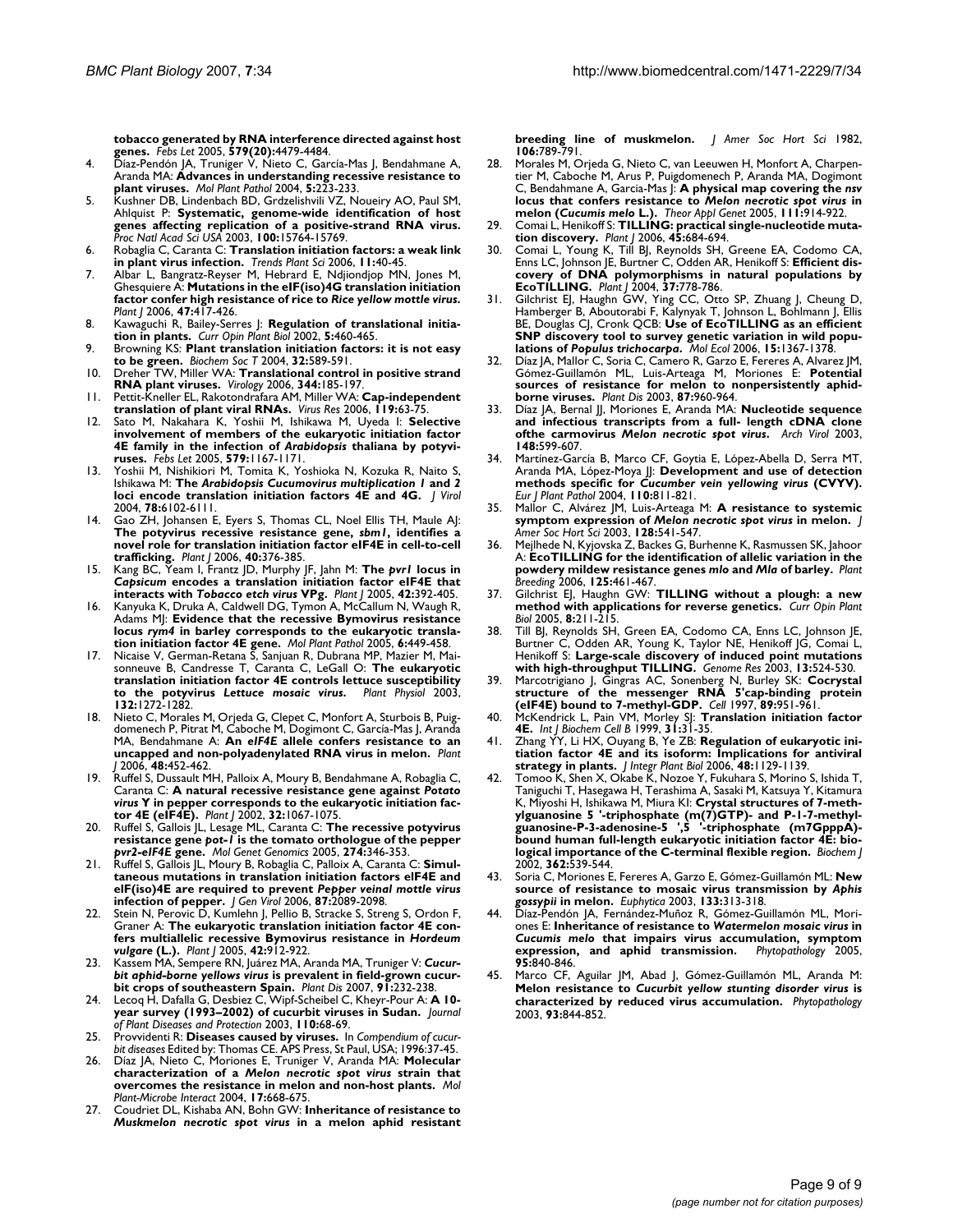**tobacco generated by RNA interference directed against host genes.** *Febs Let* 2005, **579(20):**4479-4484.

4. Díaz-Pendón JA, Truniger V, Nieto C, García-Mas J, Bendahmane A, Aranda MA: **Advances in understanding recessive resistance to plant viruses.** *Mol Plant Pathol* 2004, **5:**223-233.
5. Kushner DB, Lindenbach BD, Grdzelishvili VZ, Noueiry AO, Paul SM, Ahlquist P: **Systematic, genome-wide identification of host genes affecting replication of a positive-strand RNA virus.** *Proc Natl Acad Sci USA* 2003, **100:**15764-15769.
6. Robaglia C, Caranta C: **Translation initiation factors: a weak link in plant virus infection.** *Trends Plant Sci* 2006, **11:**40-45.
7. Albar L, Bangratz-Reyser M, Hebrard E, Ndjiondjop MN, Jones M, Ghesquiere A: **Mutations in the eIF(iso)4G translation initiation factor confer high resistance of rice to *Rice yellow mottle virus*.** *Plant J* 2006, **47:**417-426.
8. Kawaguchi R, Bailey-Serres J: **Regulation of translational initiation in plants.** *Curr Opin Plant Biol* 2002, **5:**460-465.
9. Browning KS: **Plant translation initiation factors: it is not easy to be green.** *Biochem Soc T* 2004, **32:**589-591.
10. Dreher TW, Miller WA: **Translational control in positive strand RNA plant viruses.** *Virology* 2006, **344:**185-197.
11. Pettit-Kneller EL, Rakotondrafara AM, Miller WA: **Cap-independent translation of plant viral RNAs.** *Virus Res* 2006, **119:**63-75.
12. Sato M, Nakahara K, Yoshii M, Ishikawa M, Uyeda I: **Selective involvement of members of the eukaryotic initiation factor 4E family in the infection of *Arabidopsis* thaliana by potyviruses.** *Febs Let* 2005, **579:**1167-1171.
13. Yoshii M, Nishikiori M, Tomita K, Yoshioka N, Kozuka R, Naito S, Ishikawa M: **The *Arabidopsis Cucumovirus multiplication 1* and *2* loci encode translation initiation factors 4E and 4G.** *J Virol* 2004, **78:**6102-6111.
14. Gao ZH, Johansen E, Eyers S, Thomas CL, Noel Ellis TH, Maule AJ: **The potyvirus recessive resistance gene, *sbm1*, identifies a novel role for translation initiation factor eIF4E in cell-to-cell trafficking.** *Plant J* 2006, **40:**376-385.
15. Kang BC, Yeam I, Frantz JD, Murphy JF, Jahn M: **The *pvr1* locus in *Capsicum* encodes a translation initiation factor eIF4E that interacts with *Tobacco etch virus* VPg.** *Plant J* 2005, **42:**392-405.
16. Kanyuka K, Druka A, Caldwell DG, Tymon A, McCallum N, Waugh R, Adams MJ: **Evidence that the recessive Bymovirus resistance locus *rym4* in barley corresponds to the eukaryotic translation initiation factor 4E gene.** *Mol Plant Pathol* 2005, **6:**449-458.
17. Nicaise V, German-Retana S, Sanjuan R, Dubrana MP, Mazier M, Maisonneuve B, Candresse T, Caranta C, LeGall O: **The eukaryotic translation initiation factor 4E controls lettuce susceptibility to the potyvirus *Lettuce mosaic virus*.** *Plant Physiol* 2003, **132:**1272-1282.
18. Nieto C, Morales M, Orjeda G, Clepet C, Monfort A, Sturbois B, Puigdomenech P, Pitrat M, Caboche M, Dogimont C, García-Mas J, Aranda MA, Bendahmane A: **An *eIF4E* allele confers resistance to an uncapped and non-polyadenylated RNA virus in melon.** *Plant J* 2006, **48:**452-462.
19. Ruffel S, Dussault MH, Palloix A, Moury B, Bendahmane A, Robaglia C, Caranta C: **A natural recessive resistance gene against *Potato virus* Y in pepper corresponds to the eukaryotic initiation factor 4E (eIF4E).** *Plant J* 2002, **32:**1067-1075.
20. Ruffel S, Gallois JL, Lesage ML, Caranta C: **The recessive potyvirus resistance gene *pot-1* is the tomato orthologue of the pepper *pvr2-eIF4E* gene.** *Mol Genet Genomics* 2005, **274:**346-353.
21. Ruffel S, Gallois JL, Moury B, Robaglia C, Palloix A, Caranta C: **Simultaneous mutations in translation initiation factors eIF4E and eIF(iso)4E are required to prevent *Pepper veinal mottle virus* infection of pepper.** *J Gen Virol* 2006, **87:**2089-2098.
22. Stein N, Perovic D, Kumlehn J, Pellio B, Stracke S, Streng S, Ordon F, Graner A: **The eukaryotic translation initiation factor 4E confers multiallelic recessive Bymovirus resistance in *Hordeum vulgare* (L.).** *Plant J* 2005, **42:**912-922.
23. Kassem MA, Sempere RN, Juárez MA, Aranda MA, Truniger V: ***Cucurbit aphid-borne yellows virus* is prevalent in field-grown cucurbit crops of southeastern Spain.** *Plant Dis* 2007, **91:**232-238.
24. Lecoq H, Dafalla G, Desbiez C, Wipf-Scheibel C, Kheyr-Pour A: **A 10-year survey (1993–2002) of cucurbit viruses in Sudan.** *Journal of Plant Diseases and Protection* 2003, **110:**68-69.
25. Provvidenti R: **Diseases caused by viruses.** In *Compendium of cucurbit diseases* Edited by: Thomas CE. APS Press, St Paul, USA; 1996:37-45.
26. Díaz JA, Nieto C, Moriones E, Truniger V, Aranda MA: **Molecular characterization of a *Melon necrotic spot virus* strain that overcomes the resistance in melon and non-host plants.** *Mol Plant-Microbe Interact* 2004, **17:**668-675.
27. Coudriet DL, Kishaba AN, Bohn GW: **Inheritance of resistance to *Muskmelon necrotic spot virus* in a melon aphid resistant breeding line of muskmelon.** *J Amer Soc Hort Sci* 1982, **106:**789-791.
28. Morales M, Orjeda G, Nieto C, van Leeuwen H, Monfort A, Charpentier M, Caboche M, Arus P, Puigdomenech P, Aranda MA, Dogimont C, Bendahmane A, Garcia-Mas J: **A physical map covering the *nsv* locus that confers resistance to *Melon necrotic spot virus* in melon (*Cucumis melo* L.).** *Theor Appl Genet* 2005, **111:**914-922.
29. Comai L, Henikoff S: **TILLING: practical single-nucleotide mutation discovery.** *Plant J* 2006, **45:**684-694.
30. Comai L, Young K, Till BJ, Reynolds SH, Greene EA, Codomo CA, Enns LC, Johnson JE, Burtner C, Odden AR, Henikoff S: **Efficient discovery of DNA polymorphisms in natural populations by EcoTILLING.** *Plant J* 2004, **37:**778-786.
31. Gilchrist EJ, Haughn GW, Ying CC, Otto SP, Zhuang J, Cheung D, Hamberger B, Aboutorabi F, Kalynyak T, Johnson L, Bohlmann J, Ellis BE, Douglas CJ, Cronk QCB: **Use of EcoTILLING as an efficient SNP discovery tool to survey genetic variation in wild populations of *Populus trichocarpa*.** *Mol Ecol* 2006, **15:**1367-1378.
32. Díaz JA, Mallor C, Soria C, Camero R, Garzo E, Fereres A, Alvarez JM, Gómez-Guillamón ML, Luis-Arteaga M, Moriones E: **Potential sources of resistance for melon to nonpersistently aphid-borne viruses.** *Plant Dis* 2003, **87:**960-964.
33. Díaz JA, Bernal JJ, Moriones E, Aranda MA: **Nucleotide sequence and infectious transcripts from a full- length cDNA clone ofthe carmovirus *Melon necrotic spot virus*.** *Arch Virol* 2003, **148:**599-607.
34. Martínez-García B, Marco CF, Goytia E, López-Abella D, Serra MT, Aranda MA, López-Moya JJ: **Development and use of detection methods specific for *Cucumber vein yellowing virus* (CVYV).** *Eur J Plant Pathol* 2004, **110:**811-821.
35. Mallor C, Alvárez JM, Luis-Arteaga M: **A resistance to systemic symptom expression of *Melon necrotic spot virus* in melon.** *J Amer Soc Hort Sci* 2003, **128:**541-547.
36. Mejlhede N, Kyjovska Z, Backes G, Burhenne K, Rasmussen SK, Jahoor A: **EcoTILLING for the identification of allelic variation in the powdery mildew resistance genes *mlo* and *Mla* of barley.** *Plant Breeding* 2006, **125:**461-467.
37. Gilchrist EJ, Haughn GW: **TILLING without a plough: a new method with applications for reverse genetics.** *Curr Opin Plant Biol* 2005, **8:**211-215.
38. Till BJ, Reynolds SH, Green EA, Codomo CA, Enns LC, Johnson JE, Burtner C, Odden AR, Young K, Taylor NE, Henikoff JG, Comai L, Henikoff S: **Large-scale discovery of induced point mutations with high-throughput TILLING.** *Genome Res* 2003, **13:**524-530.
39. Marcotrigiano J, Gingras AC, Sonenberg N, Burley SK: **Cocrystal structure of the messenger RNA 5'cap-binding protein (eIF4E) bound to 7-methyl-GDP.** *Cell* 1997, **89:**951-961.
40. McKendrick L, Pain VM, Morley SJ: **Translation initiation factor 4E.** *Int J Biochem Cell B* 1999, **31:**31-35.
41. Zhang YY, Li HX, Ouyang B, Ye ZB: **Regulation of eukaryotic initiation factor 4E and its isoform: Implications for antiviral strategy in plants.** *J Integr Plant Biol* 2006, **48:**1129-1139.
42. Tomoo K, Shen X, Okabe K, Nozoe Y, Fukuhara S, Morino S, Ishida T, Taniguchi T, Hasegawa H, Terashima A, Sasaki M, Katsuya Y, Kitamura K, Miyoshi H, Ishikawa M, Miura KI: **Crystal structures of 7-methylguanosine 5 '-triphosphate (m(7)GTP)- and P-1-7-methylguanosine-P-3-adenosine-5 ',5 '-triphosphate (m7GpppA)-bound human full-length eukaryotic initiation factor 4E: biological importance of the C-terminal flexible region.** *Biochem J* 2002, **362:**539-544.
43. Soria C, Moriones E, Fereres A, Garzo E, Gómez-Guillamón ML: **New source of resistance to mosaic virus transmission by *Aphis gossypii* in melon.** *Euphytica* 2003, **133:**313-318.
44. Díaz-Pendón JA, Fernández-Muñoz R, Gómez-Guillamón ML, Moriones E: **Inheritance of resistance to *Watermelon mosaic virus* in *Cucumis melo* that impairs virus accumulation, symptom expression, and aphid transmission.** *Phytopathology* 2005, **95:**840-846.
45. Marco CF, Aguilar JM, Abad J, Gómez-Guillamón ML, Aranda M: **Melon resistance to *Cucurbit yellow stunting disorder virus* is characterized by reduced virus accumulation.** *Phytopathology* 2003, **93:**844-852.